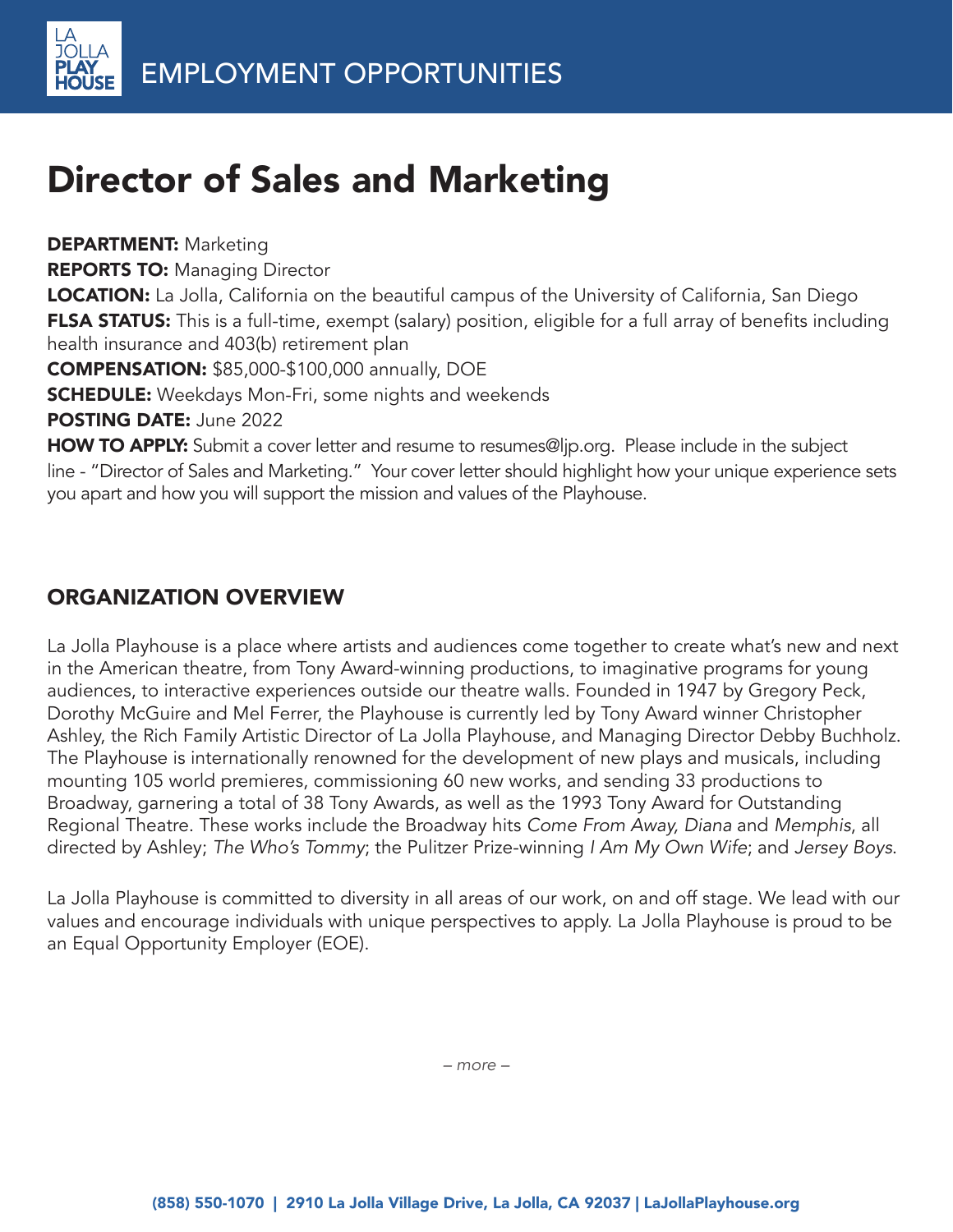EMPLOYMENT OPPORTUNITIES

# Director of Sales and Marketing

**DEPARTMENT:** Marketing
**REPORTS TO:** Managing Director
**LOCATION:** La Jolla, California on the beautiful campus of the University of California, San Diego
**FLSA STATUS:** This is a full-time, exempt (salary) position, eligible for a full array of benefits including health insurance and 403(b) retirement plan
**COMPENSATION:** $85,000-$100,000 annually, DOE
**SCHEDULE:** Weekdays Mon-Fri, some nights and weekends
**POSTING DATE:** June 2022
**HOW TO APPLY:** Submit a cover letter and resume to resumes@ljp.org. Please include in the subject line - "Director of Sales and Marketing." Your cover letter should highlight how your unique experience sets you apart and how you will support the mission and values of the Playhouse.

## ORGANIZATION OVERVIEW

La Jolla Playhouse is a place where artists and audiences come together to create what's new and next in the American theatre, from Tony Award-winning productions, to imaginative programs for young audiences, to interactive experiences outside our theatre walls. Founded in 1947 by Gregory Peck, Dorothy McGuire and Mel Ferrer, the Playhouse is currently led by Tony Award winner Christopher Ashley, the Rich Family Artistic Director of La Jolla Playhouse, and Managing Director Debby Buchholz. The Playhouse is internationally renowned for the development of new plays and musicals, including mounting 105 world premieres, commissioning 60 new works, and sending 33 productions to Broadway, garnering a total of 38 Tony Awards, as well as the 1993 Tony Award for Outstanding Regional Theatre. These works include the Broadway hits *Come From Away, Diana* and *Memphis*, all directed by Ashley; *The Who's Tommy*; the Pulitzer Prize-winning *I Am My Own Wife*; and *Jersey Boys*.

La Jolla Playhouse is committed to diversity in all areas of our work, on and off stage. We lead with our values and encourage individuals with unique perspectives to apply. La Jolla Playhouse is proud to be an Equal Opportunity Employer (EOE).

*– more –*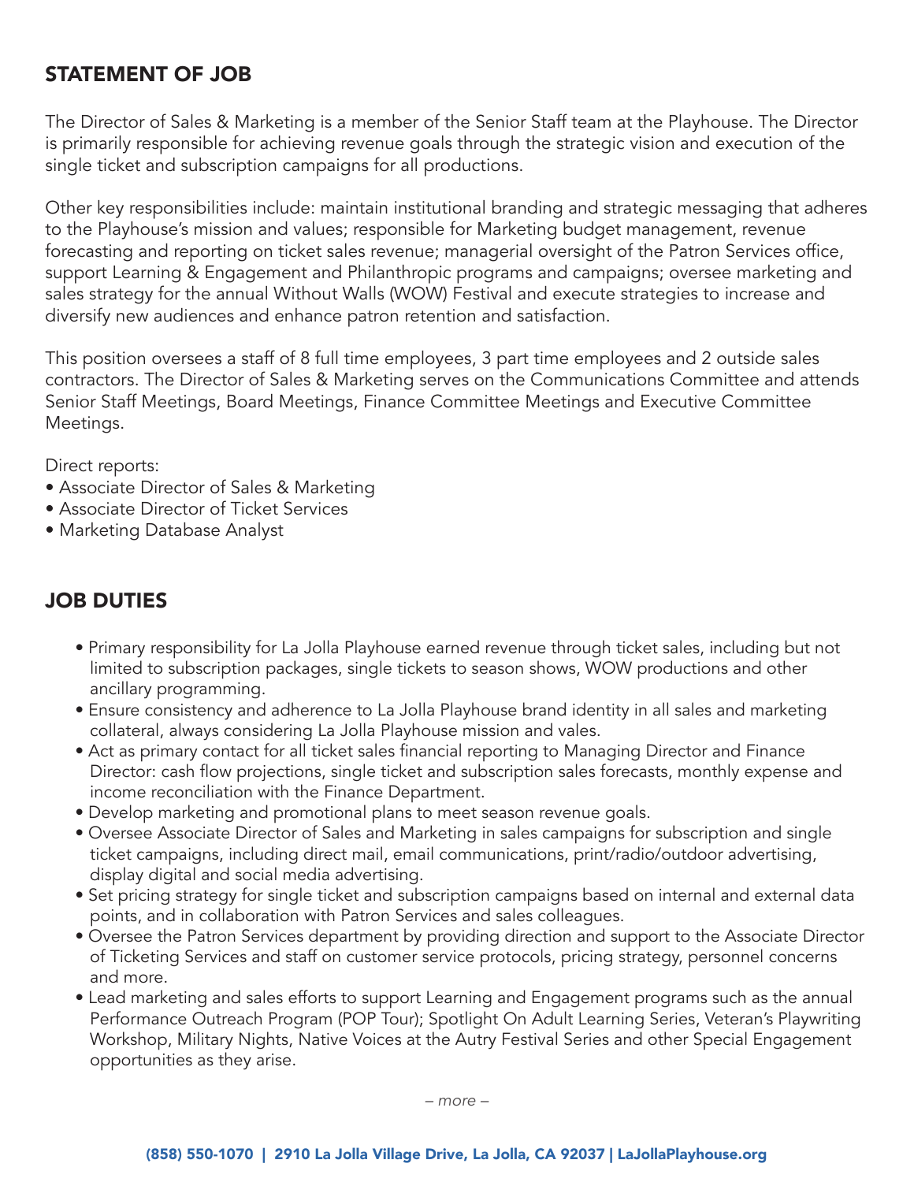## STATEMENT OF JOB

The Director of Sales & Marketing is a member of the Senior Staff team at the Playhouse. The Director is primarily responsible for achieving revenue goals through the strategic vision and execution of the single ticket and subscription campaigns for all productions.

Other key responsibilities include: maintain institutional branding and strategic messaging that adheres to the Playhouse's mission and values; responsible for Marketing budget management, revenue forecasting and reporting on ticket sales revenue; managerial oversight of the Patron Services office, support Learning & Engagement and Philanthropic programs and campaigns; oversee marketing and sales strategy for the annual Without Walls (WOW) Festival and execute strategies to increase and diversify new audiences and enhance patron retention and satisfaction.

This position oversees a staff of 8 full time employees, 3 part time employees and 2 outside sales contractors. The Director of Sales & Marketing serves on the Communications Committee and attends Senior Staff Meetings, Board Meetings, Finance Committee Meetings and Executive Committee Meetings.

Direct reports:
- Associate Director of Sales & Marketing
- Associate Director of Ticket Services
- Marketing Database Analyst

## JOB DUTIES

- Primary responsibility for La Jolla Playhouse earned revenue through ticket sales, including but not limited to subscription packages, single tickets to season shows, WOW productions and other ancillary programming.
- Ensure consistency and adherence to La Jolla Playhouse brand identity in all sales and marketing collateral, always considering La Jolla Playhouse mission and vales.
- Act as primary contact for all ticket sales financial reporting to Managing Director and Finance Director: cash flow projections, single ticket and subscription sales forecasts, monthly expense and income reconciliation with the Finance Department.
- Develop marketing and promotional plans to meet season revenue goals.
- Oversee Associate Director of Sales and Marketing in sales campaigns for subscription and single ticket campaigns, including direct mail, email communications, print/radio/outdoor advertising, display digital and social media advertising.
- Set pricing strategy for single ticket and subscription campaigns based on internal and external data points, and in collaboration with Patron Services and sales colleagues.
- Oversee the Patron Services department by providing direction and support to the Associate Director of Ticketing Services and staff on customer service protocols, pricing strategy, personnel concerns and more.
- Lead marketing and sales efforts to support Learning and Engagement programs such as the annual Performance Outreach Program (POP Tour); Spotlight On Adult Learning Series, Veteran's Playwriting Workshop, Military Nights, Native Voices at the Autry Festival Series and other Special Engagement opportunities as they arise.

*– more –*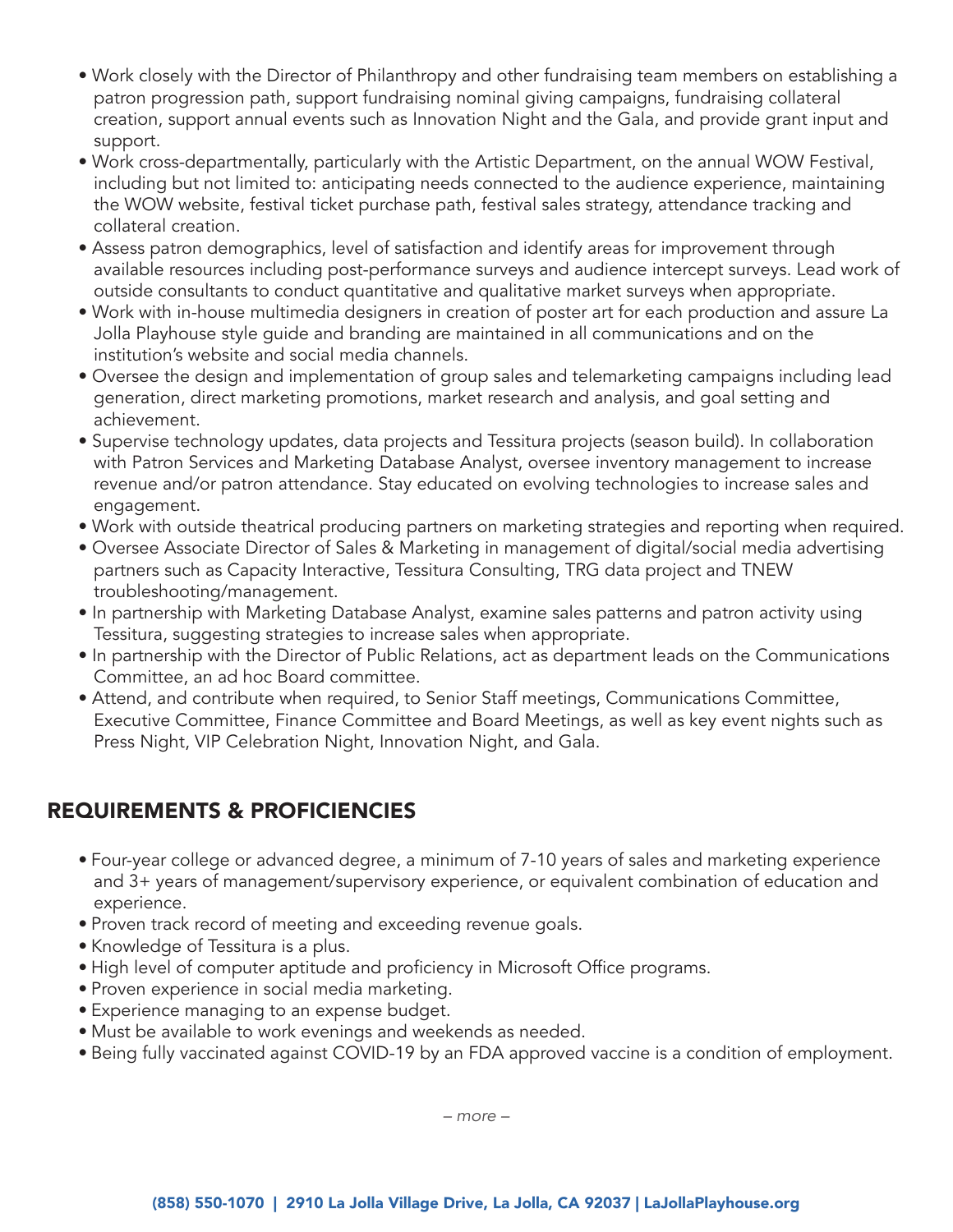- Work closely with the Director of Philanthropy and other fundraising team members on establishing a patron progression path, support fundraising nominal giving campaigns, fundraising collateral creation, support annual events such as Innovation Night and the Gala, and provide grant input and support.
- Work cross-departmentally, particularly with the Artistic Department, on the annual WOW Festival, including but not limited to: anticipating needs connected to the audience experience, maintaining the WOW website, festival ticket purchase path, festival sales strategy, attendance tracking and collateral creation.
- Assess patron demographics, level of satisfaction and identify areas for improvement through available resources including post-performance surveys and audience intercept surveys. Lead work of outside consultants to conduct quantitative and qualitative market surveys when appropriate.
- Work with in-house multimedia designers in creation of poster art for each production and assure La Jolla Playhouse style guide and branding are maintained in all communications and on the institution's website and social media channels.
- Oversee the design and implementation of group sales and telemarketing campaigns including lead generation, direct marketing promotions, market research and analysis, and goal setting and achievement.
- Supervise technology updates, data projects and Tessitura projects (season build). In collaboration with Patron Services and Marketing Database Analyst, oversee inventory management to increase revenue and/or patron attendance. Stay educated on evolving technologies to increase sales and engagement.
- Work with outside theatrical producing partners on marketing strategies and reporting when required.
- Oversee Associate Director of Sales & Marketing in management of digital/social media advertising partners such as Capacity Interactive, Tessitura Consulting, TRG data project and TNEW troubleshooting/management.
- In partnership with Marketing Database Analyst, examine sales patterns and patron activity using Tessitura, suggesting strategies to increase sales when appropriate.
- In partnership with the Director of Public Relations, act as department leads on the Communications Committee, an ad hoc Board committee.
- Attend, and contribute when required, to Senior Staff meetings, Communications Committee, Executive Committee, Finance Committee and Board Meetings, as well as key event nights such as Press Night, VIP Celebration Night, Innovation Night, and Gala.

## REQUIREMENTS & PROFICIENCIES

- Four-year college or advanced degree, a minimum of 7-10 years of sales and marketing experience and 3+ years of management/supervisory experience, or equivalent combination of education and experience.
- Proven track record of meeting and exceeding revenue goals.
- Knowledge of Tessitura is a plus.
- High level of computer aptitude and proficiency in Microsoft Office programs.
- Proven experience in social media marketing.
- Experience managing to an expense budget.
- Must be available to work evenings and weekends as needed.
- Being fully vaccinated against COVID-19 by an FDA approved vaccine is a condition of employment.

*– more –*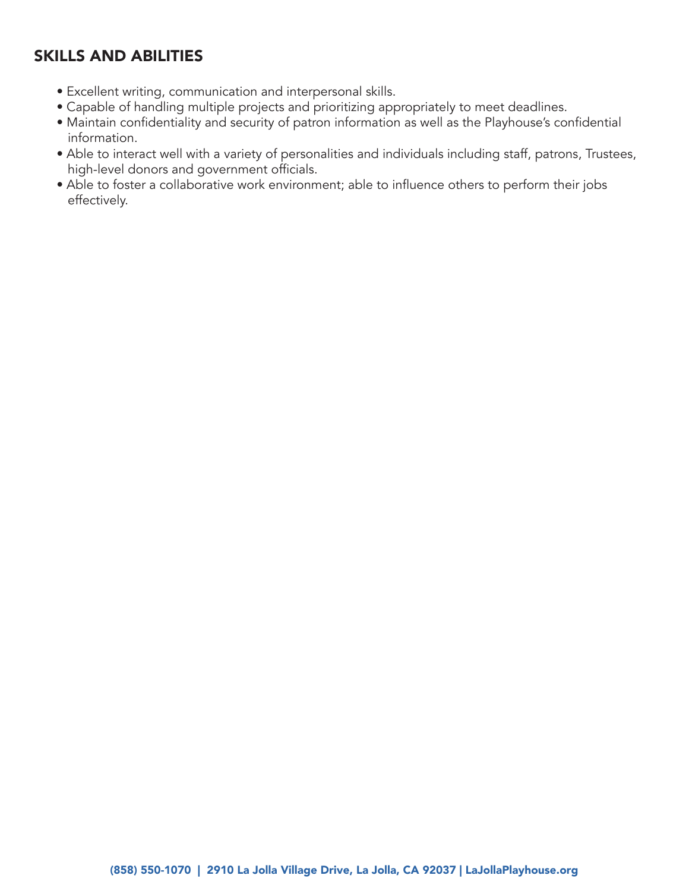## SKILLS AND ABILITIES

- Excellent writing, communication and interpersonal skills.
- Capable of handling multiple projects and prioritizing appropriately to meet deadlines.
- Maintain confidentiality and security of patron information as well as the Playhouse's confidential information.
- Able to interact well with a variety of personalities and individuals including staff, patrons, Trustees, high-level donors and government officials.
- Able to foster a collaborative work environment; able to influence others to perform their jobs effectively.